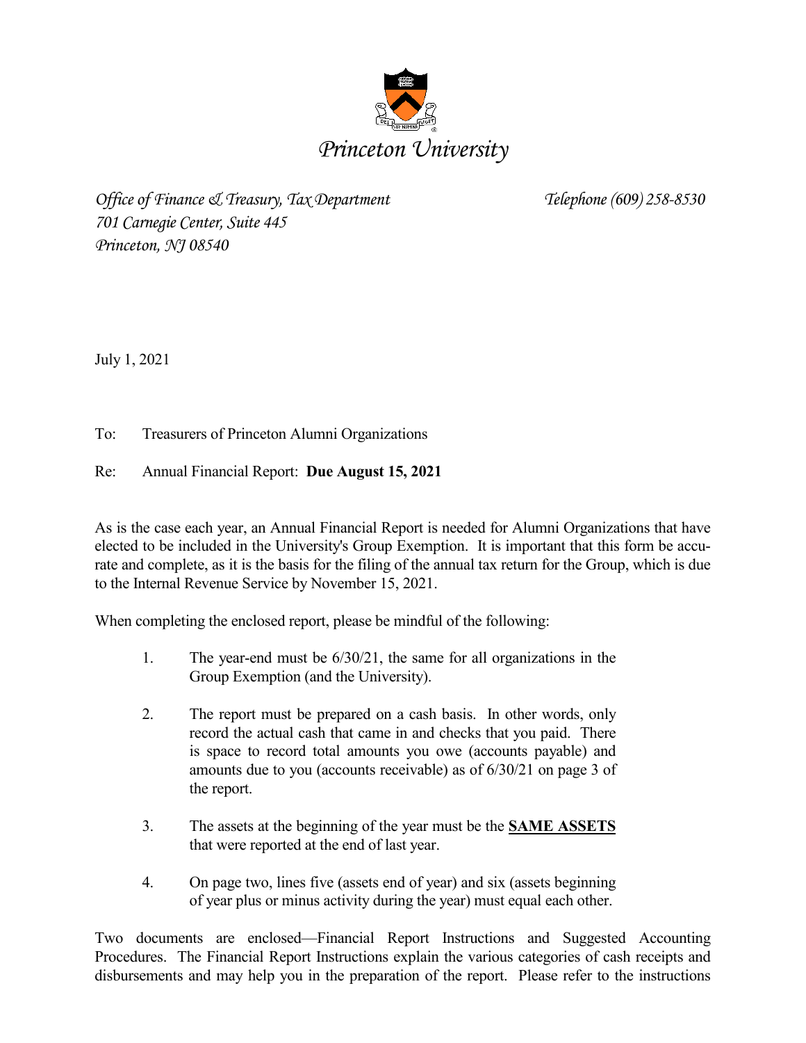# *Princeton University*

*Office of Finance & Treasury, Tax Department* *Telephone (609) 258-8530*
*701 Carnegie Center, Suite 445*
*Princeton, NJ 08540*

July 1, 2021

To: Treasurers of Princeton Alumni Organizations

Re: Annual Financial Report: **Due August 15, 2021**

As is the case each year, an Annual Financial Report is needed for Alumni Organizations that have elected to be included in the University's Group Exemption. It is important that this form be accurate and complete, as it is the basis for the filing of the annual tax return for the Group, which is due to the Internal Revenue Service by November 15, 2021.

When completing the enclosed report, please be mindful of the following:

1. The year-end must be 6/30/21, the same for all organizations in the Group Exemption (and the University).

2. The report must be prepared on a cash basis. In other words, only record the actual cash that came in and checks that you paid. There is space to record total amounts you owe (accounts payable) and amounts due to you (accounts receivable) as of 6/30/21 on page 3 of the report.

3. The assets at the beginning of the year must be the **<u>SAME ASSETS</u>** that were reported at the end of last year.

4. On page two, lines five (assets end of year) and six (assets beginning of year plus or minus activity during the year) must equal each other.

Two documents are enclosed—Financial Report Instructions and Suggested Accounting Procedures. The Financial Report Instructions explain the various categories of cash receipts and disbursements and may help you in the preparation of the report. Please refer to the instructions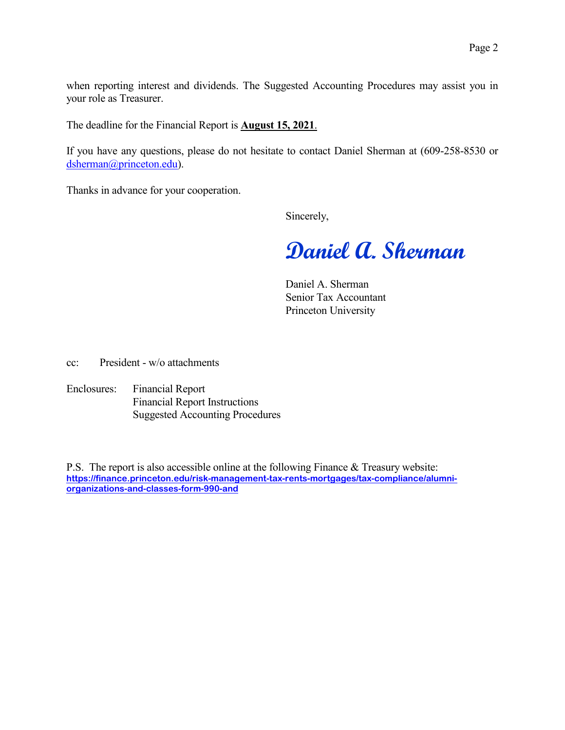when reporting interest and dividends. The Suggested Accounting Procedures may assist you in your role as Treasurer.

The deadline for the Financial Report is **August 15, 2021**.

If you have any questions, please do not hesitate to contact Daniel Sherman at (609-258-8530 or dsherman@princeton.edu).

Thanks in advance for your cooperation.

Sincerely,

*Daniel A. Sherman*

Daniel A. Sherman
Senior Tax Accountant
Princeton University

cc: President - w/o attachments

Enclosures: Financial Report
Financial Report Instructions
Suggested Accounting Procedures

P.S. The report is also accessible online at the following Finance & Treasury website:
https://finance.princeton.edu/risk-management-tax-rents-mortgages/tax-compliance/alumni-organizations-and-classes-form-990-and